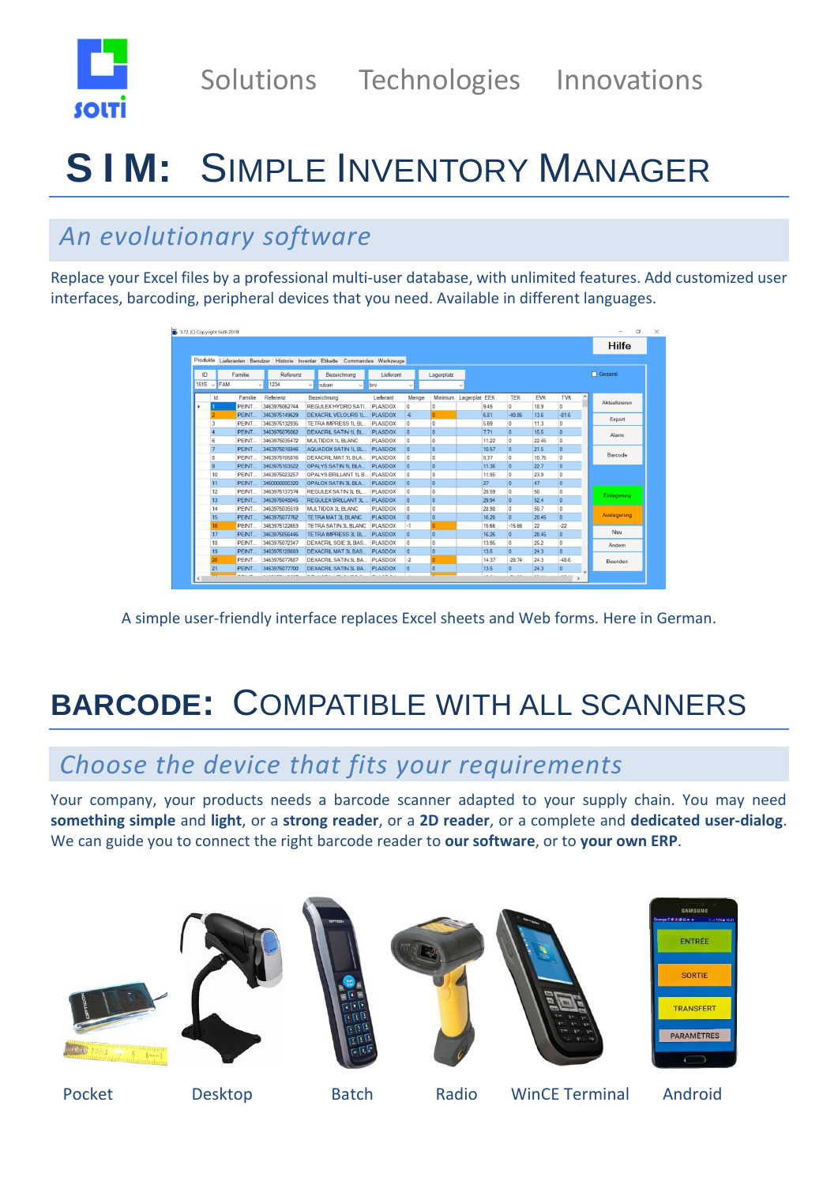Solutions Technologies Innovations

# S I M: SIMPLE INVENTORY MANAGER

## *An evolutionary software*

Replace your Excel files by a professional multi-user database, with unlimited features. Add customized user interfaces, barcoding, peripheral devices that you need. Available in different languages.

A simple user-friendly interface replaces Excel sheets and Web forms. Here in German.

# BARCODE: COMPATIBLE WITH ALL SCANNERS

## *Choose the device that fits your requirements*

Your company, your products needs a barcode scanner adapted to your supply chain. You may need **something simple** and **light**, or a **strong reader**, or a **2D reader**, or a complete and **dedicated user-dialog**. We can guide you to connect the right barcode reader to **our software**, or to **your own ERP**.

Pocket Desktop Batch Radio WinCE Terminal Android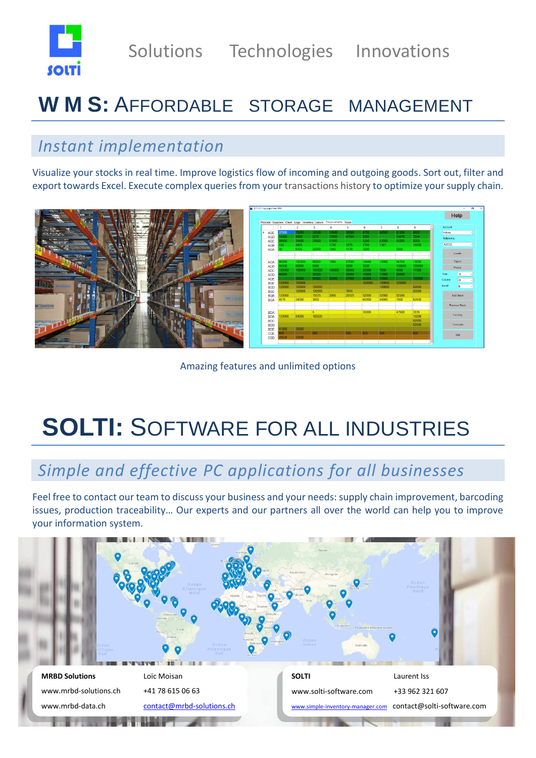Solutions Technologies Innovations

# W M S: Affordable Storage Management

## *Instant implementation*

Visualize your stocks in real time. Improve logistics flow of incoming and outgoing goods. Sort out, filter and export towards Excel. Execute complex queries from your transactions history to optimize your supply chain.

Amazing features and unlimited options

# SOLTI: Software for all industries

## *Simple and effective PC applications for all businesses*

Feel free to contact our team to discuss your business and your needs: supply chain improvement, barcoding issues, production traceability… Our experts and our partners all over the world can help you to improve your information system.

| | | | |
|---|---|---|---|
| **MRBD Solutions** | Loïc Moisan | **SOLTI** | Laurent Iss |
| www.mrbd-solutions.ch | +41 78 615 06 63 | www.solti-software.com | +33 962 321 607 |
| www.mrbd-data.ch | contact@mrbd-solutions.ch | www.simple-inventory-manager.com | contact@solti-software.com |